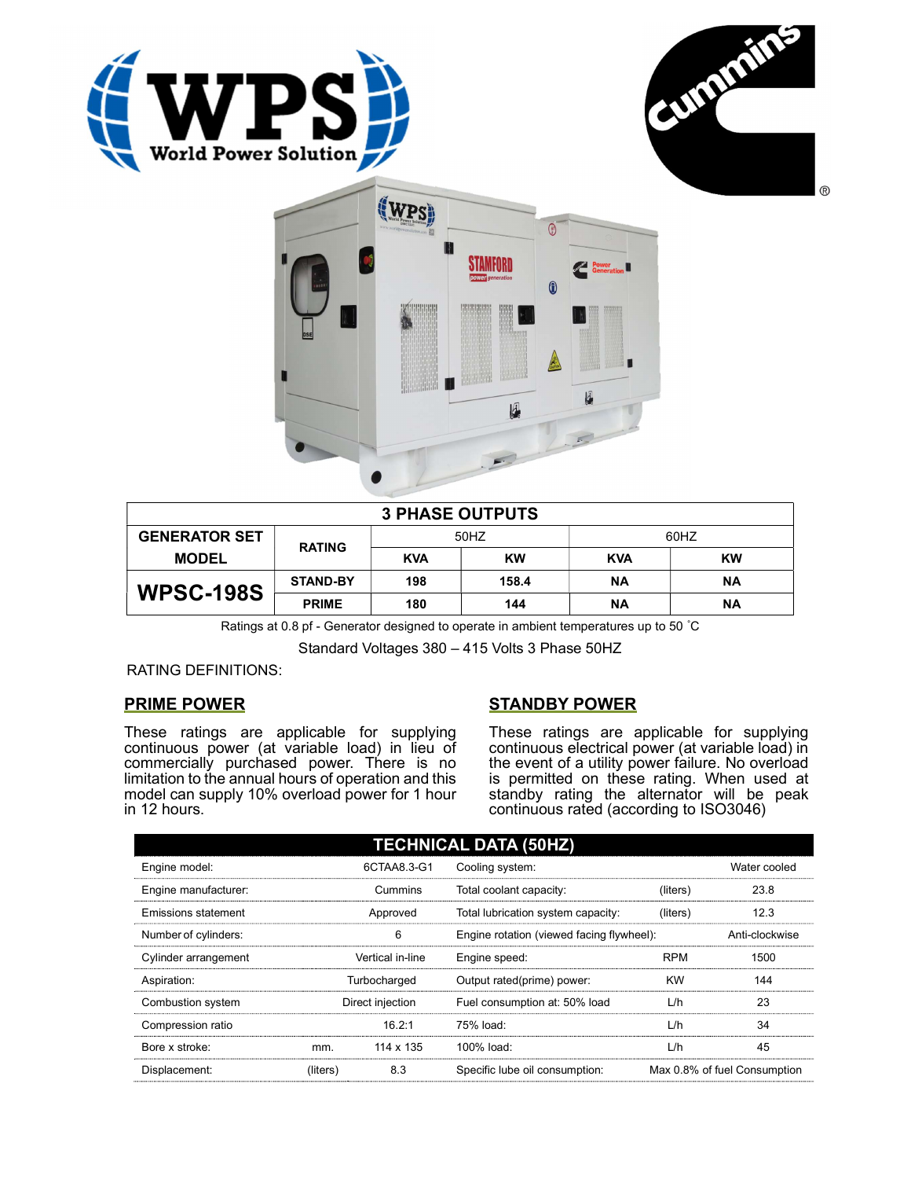# 3 PHASE OUTPUTS

| GENERATOR SET MODEL | RATING | 50HZ | | 60HZ | |
|---|---|---|---|---|---|
| | | KVA | KW | KVA | KW |
| WPSC-198S | STAND-BY | 198 | 158.4 | NA | NA |
| | PRIME | 180 | 144 | NA | NA |

Ratings at 0.8 pf - Generator designed to operate in ambient temperatures up to 50 ˚C

Standard Voltages 380 – 415 Volts 3 Phase 50HZ

RATING DEFINITIONS:

## PRIME POWER

These ratings are applicable for supplying continuous power (at variable load) in lieu of commercially purchased power. There is no limitation to the annual hours of operation and this model can supply 10% overload power for 1 hour in 12 hours.

## STANDBY POWER

These ratings are applicable for supplying continuous electrical power (at variable load) in the event of a utility power failure. No overload is permitted on these rating. When used at standby rating the alternator will be peak continuous rated (according to ISO3046)

## TECHNICAL DATA (50HZ)

| | | | | | |
|---|---|---|---|---|---|
| Engine model: | | 6CTAA8.3-G1 | Cooling system: | | Water cooled |
| Engine manufacturer: | | Cummins | Total coolant capacity: | (liters) | 23.8 |
| Emissions statement | | Approved | Total lubrication system capacity: | (liters) | 12.3 |
| Number of cylinders: | | 6 | Engine rotation (viewed facing flywheel): | | Anti-clockwise |
| Cylinder arrangement | | Vertical in-line | Engine speed: | RPM | 1500 |
| Aspiration: | | Turbocharged | Output rated(prime) power: | KW | 144 |
| Combustion system | | Direct injection | Fuel consumption at: 50% load | L/h | 23 |
| Compression ratio | | 16.2:1 | 75% load: | L/h | 34 |
| Bore x stroke: | mm. | 114 x 135 | 100% load: | L/h | 45 |
| Displacement: | (liters) | 8.3 | Specific lube oil consumption: | | Max 0.8% of fuel Consumption |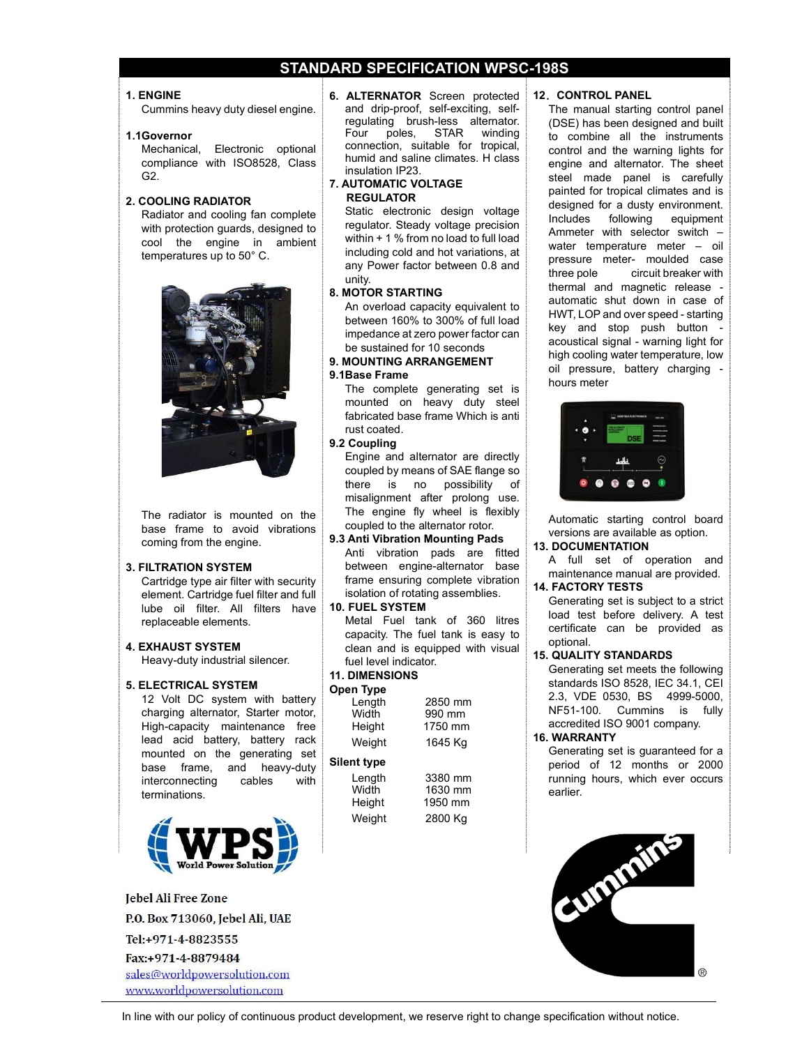# STANDARD SPECIFICATION WPSC-198S

## 1. ENGINE

Cummins heavy duty diesel engine.

### 1.1Governor

Mechanical, Electronic optional compliance with ISO8528, Class G2.

## 2. COOLING RADIATOR

Radiator and cooling fan complete with protection guards, designed to cool the engine in ambient temperatures up to 50° C.

The radiator is mounted on the base frame to avoid vibrations coming from the engine.

## 3. FILTRATION SYSTEM

Cartridge type air filter with security element. Cartridge fuel filter and full lube oil filter. All filters have replaceable elements.

## 4. EXHAUST SYSTEM

Heavy-duty industrial silencer.

## 5. ELECTRICAL SYSTEM

12 Volt DC system with battery charging alternator, Starter motor, High-capacity maintenance free lead acid battery, battery rack mounted on the generating set base frame, and heavy-duty interconnecting cables with terminations.

## 6. ALTERNATOR

Screen protected and drip-proof, self-exciting, self-regulating brush-less alternator. Four poles, STAR winding connection, suitable for tropical, humid and saline climates. H class insulation IP23.

## 7. AUTOMATIC VOLTAGE REGULATOR

Static electronic design voltage regulator. Steady voltage precision within + 1 % from no load to full load including cold and hot variations, at any Power factor between 0.8 and unity.

## 8. MOTOR STARTING

An overload capacity equivalent to between 160% to 300% of full load impedance at zero power factor can be sustained for 10 seconds

## 9. MOUNTING ARRANGEMENT

### 9.1Base Frame

The complete generating set is mounted on heavy duty steel fabricated base frame Which is anti rust coated.

### 9.2 Coupling

Engine and alternator are directly coupled by means of SAE flange so there is no possibility of misalignment after prolong use. The engine fly wheel is flexibly coupled to the alternator rotor.

### 9.3 Anti Vibration Mounting Pads

Anti vibration pads are fitted between engine-alternator base frame ensuring complete vibration isolation of rotating assemblies.

## 10. FUEL SYSTEM

Metal Fuel tank of 360 litres capacity. The fuel tank is easy to clean and is equipped with visual fuel level indicator.

## 11. DIMENSIONS

**Open Type**

| | |
|---|---|
| Length | 2850 mm |
| Width | 990 mm |
| Height | 1750 mm |
| Weight | 1645 Kg |

**Silent type**

| | |
|---|---|
| Length | 3380 mm |
| Width | 1630 mm |
| Height | 1950 mm |
| Weight | 2800 Kg |

## 12. CONTROL PANEL

The manual starting control panel (DSE) has been designed and built to combine all the instruments control and the warning lights for engine and alternator. The sheet steel made panel is carefully painted for tropical climates and is designed for a dusty environment. Includes following equipment Ammeter with selector switch – water temperature meter – oil pressure meter- moulded case three pole circuit breaker with thermal and magnetic release - automatic shut down in case of HWT, LOP and over speed - starting key and stop push button - acoustical signal - warning light for high cooling water temperature, low oil pressure, battery charging - hours meter

Automatic starting control board versions are available as option.

## 13. DOCUMENTATION

A full set of operation and maintenance manual are provided.

## 14. FACTORY TESTS

Generating set is subject to a strict load test before delivery. A test certificate can be provided as optional.

## 15. QUALITY STANDARDS

Generating set meets the following standards ISO 8528, IEC 34.1, CEI 2.3, VDE 0530, BS 4999-5000, NF51-100. Cummins is fully accredited ISO 9001 company.

## 16. WARRANTY

Generating set is guaranteed for a period of 12 months or 2000 running hours, which ever occurs earlier.

WPS World Power Solution

Jebel Ali Free Zone
P.O. Box 713060, Jebel Ali, UAE
Tel:+971-4-8823555
Fax:+971-4-8879484
sales@worldpowersolution.com
www.worldpowersolution.com

Cummins®

In line with our policy of continuous product development, we reserve right to change specification without notice.